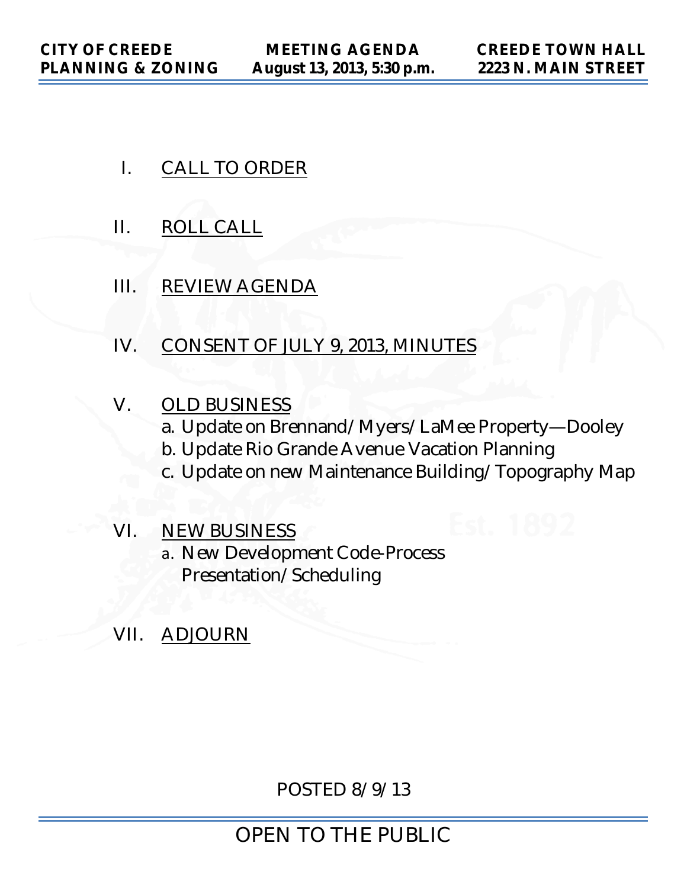**CITY OF CREEDE PLANNING & ZONING** | **MEETING AGENDA August 13, 2013, 5:30 p.m.** | **CREEDE TOWN HALL 2223 N. MAIN STREET**

I. CALL TO ORDER

II. ROLL CALL

III. REVIEW AGENDA

IV. CONSENT OF JULY 9, 2013, MINUTES

V. OLD BUSINESS
   a. Update on Brennand/Myers/LaMee Property—Dooley
   b. Update Rio Grande Avenue Vacation Planning
   c. Update on new Maintenance Building/Topography Map

VI. NEW BUSINESS
   a. New Development Code-Process Presentation/Scheduling

VII. ADJOURN

POSTED 8/9/13

OPEN TO THE PUBLIC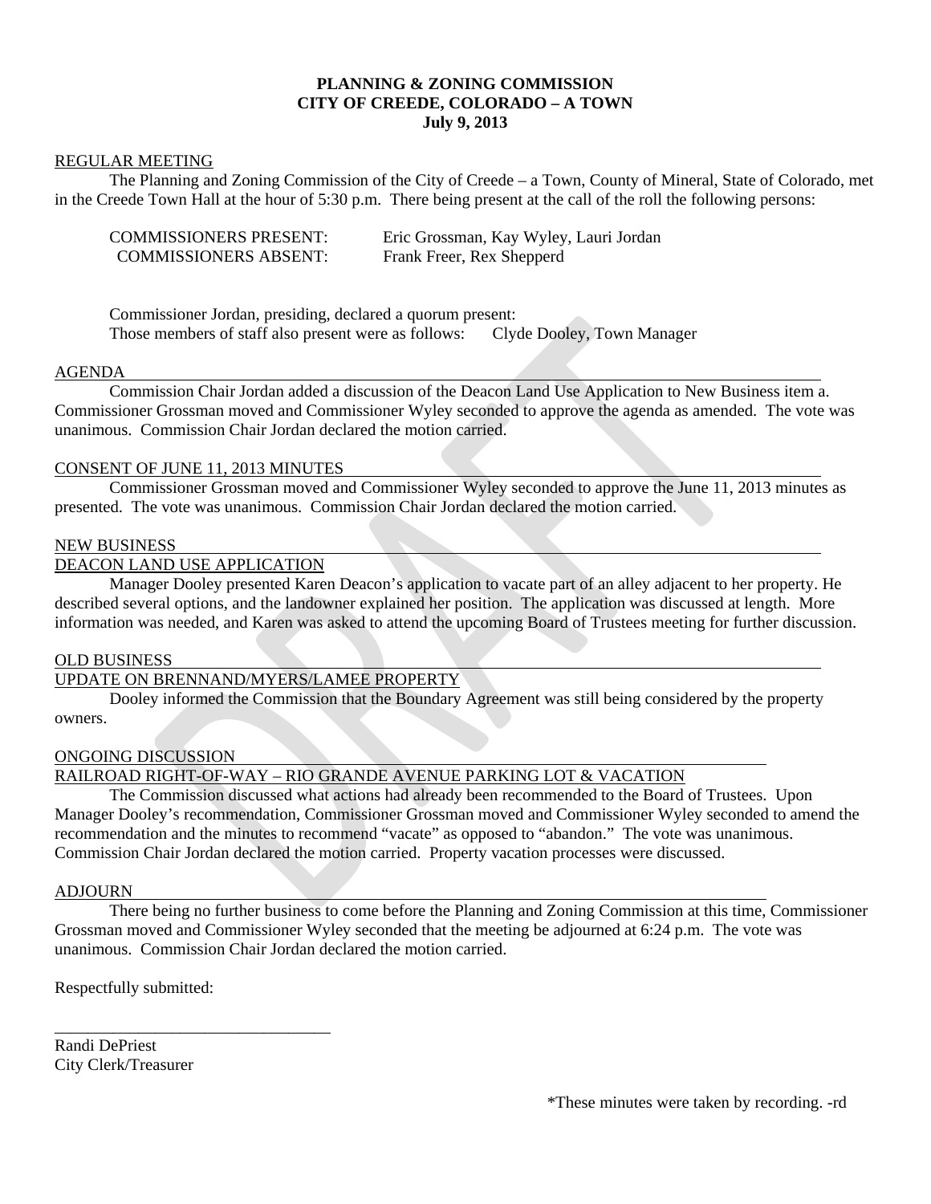**PLANNING & ZONING COMMISSION**
**CITY OF CREEDE, COLORADO – A TOWN**
**July 9, 2013**

REGULAR MEETING

The Planning and Zoning Commission of the City of Creede – a Town, County of Mineral, State of Colorado, met in the Creede Town Hall at the hour of 5:30 p.m. There being present at the call of the roll the following persons:

| | |
|---|---|
| COMMISSIONERS PRESENT: | Eric Grossman, Kay Wyley, Lauri Jordan |
| COMMISSIONERS ABSENT: | Frank Freer, Rex Shepperd |

Commissioner Jordan, presiding, declared a quorum present:
Those members of staff also present were as follows: Clyde Dooley, Town Manager

AGENDA

Commission Chair Jordan added a discussion of the Deacon Land Use Application to New Business item a. Commissioner Grossman moved and Commissioner Wyley seconded to approve the agenda as amended. The vote was unanimous. Commission Chair Jordan declared the motion carried.

CONSENT OF JUNE 11, 2013 MINUTES

Commissioner Grossman moved and Commissioner Wyley seconded to approve the June 11, 2013 minutes as presented. The vote was unanimous. Commission Chair Jordan declared the motion carried.

NEW BUSINESS

DEACON LAND USE APPLICATION

Manager Dooley presented Karen Deacon's application to vacate part of an alley adjacent to her property. He described several options, and the landowner explained her position. The application was discussed at length. More information was needed, and Karen was asked to attend the upcoming Board of Trustees meeting for further discussion.

OLD BUSINESS

UPDATE ON BRENNAND/MYERS/LAMEE PROPERTY

Dooley informed the Commission that the Boundary Agreement was still being considered by the property owners.

ONGOING DISCUSSION

RAILROAD RIGHT-OF-WAY – RIO GRANDE AVENUE PARKING LOT & VACATION

The Commission discussed what actions had already been recommended to the Board of Trustees. Upon Manager Dooley's recommendation, Commissioner Grossman moved and Commissioner Wyley seconded to amend the recommendation and the minutes to recommend "vacate" as opposed to "abandon." The vote was unanimous. Commission Chair Jordan declared the motion carried. Property vacation processes were discussed.

ADJOURN

There being no further business to come before the Planning and Zoning Commission at this time, Commissioner Grossman moved and Commissioner Wyley seconded that the meeting be adjourned at 6:24 p.m. The vote was unanimous. Commission Chair Jordan declared the motion carried.

Respectfully submitted:

___________________________________

Randi DePriest
City Clerk/Treasurer

*These minutes were taken by recording. -rd